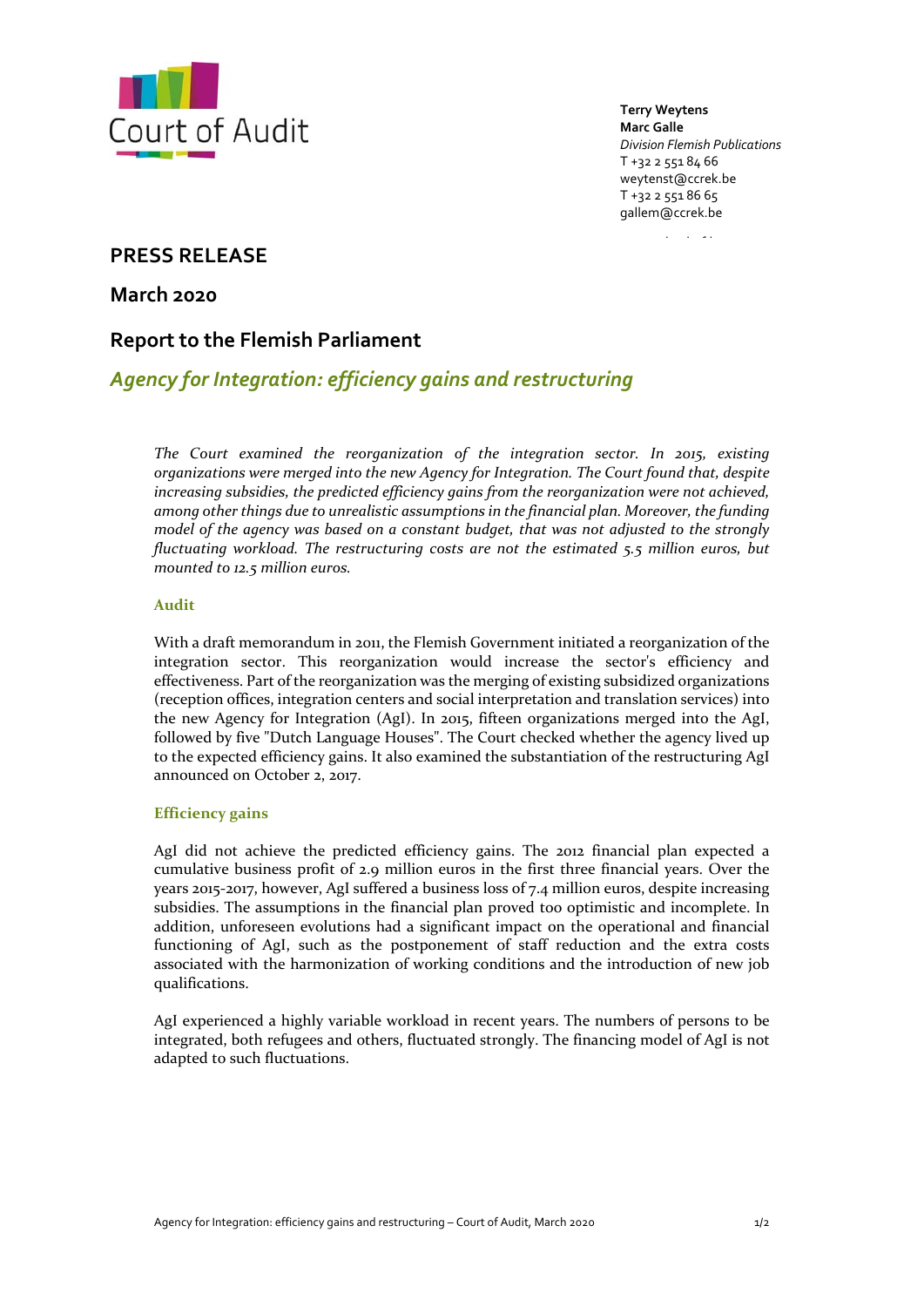Court of Audit

**Terry Weytens**
**Marc Galle**
*Division Flemish Publications*
T +32 2 551 84 66
weytenst@ccrek.be
T +32 2 551 86 65
gallem@ccrek.be

# PRESS RELEASE

## March 2020

## Report to the Flemish Parliament

## *Agency for Integration: efficiency gains and restructuring*

*The Court examined the reorganization of the integration sector. In 2015, existing organizations were merged into the new Agency for Integration. The Court found that, despite increasing subsidies, the predicted efficiency gains from the reorganization were not achieved, among other things due to unrealistic assumptions in the financial plan. Moreover, the funding model of the agency was based on a constant budget, that was not adjusted to the strongly fluctuating workload. The restructuring costs are not the estimated 5.5 million euros, but mounted to 12.5 million euros.*

### Audit

With a draft memorandum in 2011, the Flemish Government initiated a reorganization of the integration sector. This reorganization would increase the sector's efficiency and effectiveness. Part of the reorganization was the merging of existing subsidized organizations (reception offices, integration centers and social interpretation and translation services) into the new Agency for Integration (AgI). In 2015, fifteen organizations merged into the AgI, followed by five "Dutch Language Houses". The Court checked whether the agency lived up to the expected efficiency gains. It also examined the substantiation of the restructuring AgI announced on October 2, 2017.

### Efficiency gains

AgI did not achieve the predicted efficiency gains. The 2012 financial plan expected a cumulative business profit of 2.9 million euros in the first three financial years. Over the years 2015-2017, however, AgI suffered a business loss of 7.4 million euros, despite increasing subsidies. The assumptions in the financial plan proved too optimistic and incomplete. In addition, unforeseen evolutions had a significant impact on the operational and financial functioning of AgI, such as the postponement of staff reduction and the extra costs associated with the harmonization of working conditions and the introduction of new job qualifications.

AgI experienced a highly variable workload in recent years. The numbers of persons to be integrated, both refugees and others, fluctuated strongly. The financing model of AgI is not adapted to such fluctuations.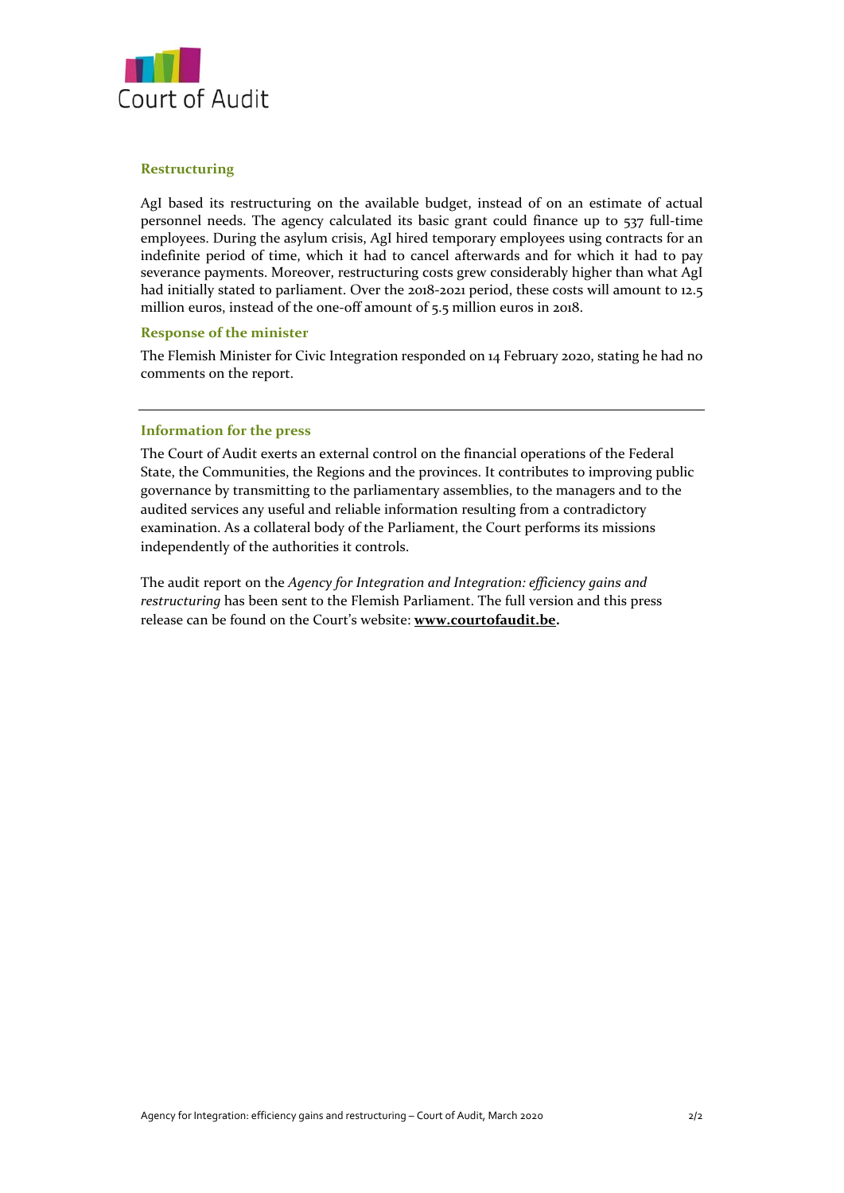### Restructuring

AgI based its restructuring on the available budget, instead of on an estimate of actual personnel needs. The agency calculated its basic grant could finance up to 537 full-time employees. During the asylum crisis, AgI hired temporary employees using contracts for an indefinite period of time, which it had to cancel afterwards and for which it had to pay severance payments. Moreover, restructuring costs grew considerably higher than what AgI had initially stated to parliament. Over the 2018-2021 period, these costs will amount to 12.5 million euros, instead of the one-off amount of 5.5 million euros in 2018.

### Response of the minister

The Flemish Minister for Civic Integration responded on 14 February 2020, stating he had no comments on the report.

---

### Information for the press

The Court of Audit exerts an external control on the financial operations of the Federal State, the Communities, the Regions and the provinces. It contributes to improving public governance by transmitting to the parliamentary assemblies, to the managers and to the audited services any useful and reliable information resulting from a contradictory examination. As a collateral body of the Parliament, the Court performs its missions independently of the authorities it controls.

The audit report on the *Agency for Integration and Integration: efficiency gains and restructuring* has been sent to the Flemish Parliament. The full version and this press release can be found on the Court's website: **www.courtofaudit.be.**